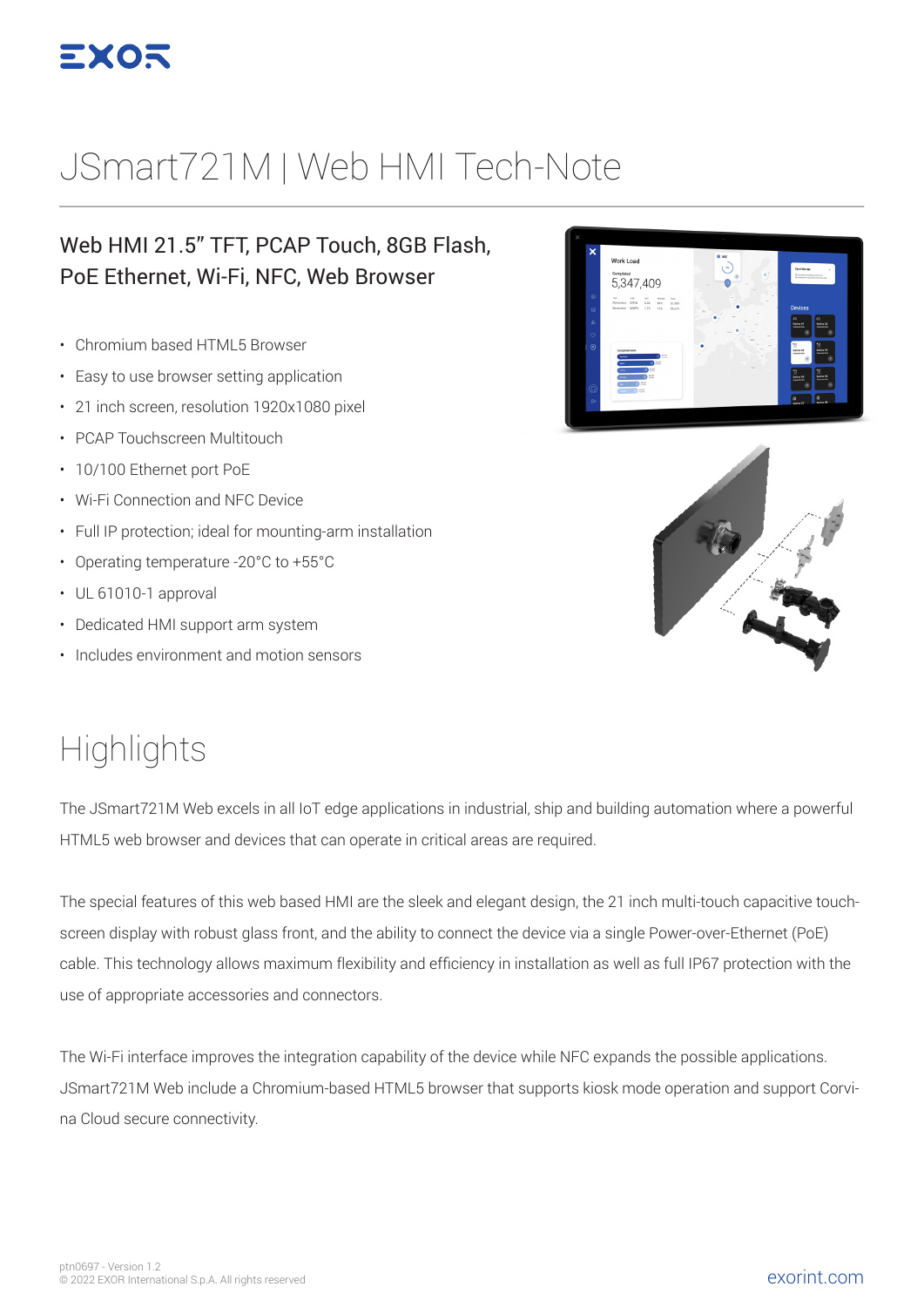# JSmart721M | Web HMI Tech-Note

## Web HMI 21.5” TFT, PCAP Touch, 8GB Flash, PoE Ethernet, Wi-Fi, NFC, Web Browser

- Chromium based HTML5 Browser
- Easy to use browser setting application
- 21 inch screen, resolution 1920x1080 pixel
- PCAP Touchscreen Multitouch
- 10/100 Ethernet port PoE
- Wi-Fi Connection and NFC Device
- Full IP protection; ideal for mounting-arm installation
- Operating temperature -20°C to +55°C
- UL 61010-1 approval
- Dedicated HMI support arm system
- Includes environment and motion sensors

# Highlights

The JSmart721M Web excels in all IoT edge applications in industrial, ship and building automation where a powerful HTML5 web browser and devices that can operate in critical areas are required.

The special features of this web based HMI are the sleek and elegant design, the 21 inch multi-touch capacitive touch-screen display with robust glass front, and the ability to connect the device via a single Power-over-Ethernet (PoE) cable. This technology allows maximum flexibility and efficiency in installation as well as full IP67 protection with the use of appropriate accessories and connectors.

The Wi-Fi interface improves the integration capability of the device while NFC expands the possible applications. JSmart721M Web include a Chromium-based HTML5 browser that supports kiosk mode operation and support Corvina Cloud secure connectivity.

ptn0697 - Version 1.2
© 2022 EXOR International S.p.A. All rights reserved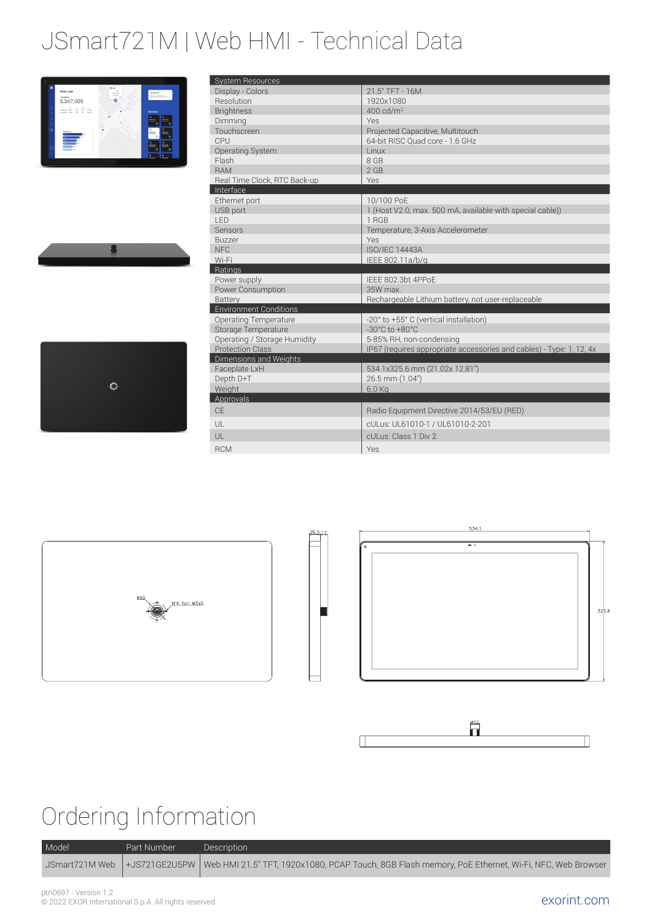# JSmart721M | Web HMI - Technical Data

| System Resources | |
|---|---|
| Display - Colors | 21.5" TFT - 16M |
| Resolution | 1920x1080 |
| Brightness | 400 cd/m² |
| Dimming | Yes |
| Touchscreen | Projected Capacitive, Multitouch |
| CPU | 64-bit RISC Quad core - 1.6 GHz |
| Operating System | Linux |
| Flash | 8 GB |
| RAM | 2 GB |
| Real Time Clock, RTC Back-up | Yes |
| **Interface** | |
| Ethernet port | 10/100 PoE |
| USB port | 1 (Host V2.0, max. 500 mA, available with special cable)) |
| LED | 1 RGB |
| Sensors | Temperature, 3-Axis Accelerometer |
| Buzzer | Yes |
| NFC | ISO/IEC 14443A |
| Wi-Fi | IEEE 802.11a/b/g |
| **Ratings** | |
| Power supply | IEEE 802.3bt 4PPoE |
| Power Consumption | 35W max. |
| Battery | Rechargeable Lithium battery, not user-replaceable |
| **Environment Conditions** | |
| Operating Temperature | -20° to +55° C (vertical installation) |
| Storage Temperature | -30°C to +80°C |
| Operating / Storage Humidity | 5-85% RH, non-condensing |
| Protection Class | IP67 (requires appropriate accessories and cables) - Type: 1, 12, 4x |
| **Dimensions and Weights** | |
| Faceplate LxH | 534.1x325.6 mm (21.02x 12.81") |
| Depth D+T | 26.5 mm (1.04") |
| Weight | 6.0 Kg |
| **Approvals** | |
| CE | Radio Equipment Directive 2014/53/EU (RED) |
| UL | cULus: UL61010-1 / UL61010-2-201 |
| UL | cULus: Class 1 Div 2 |
| RCM | Yes |

Ø40
N°4 fori M5x5
26.5
17
534.1
325.6
M22

# Ordering Information

| Model | Part Number | Description |
|---|---|---|
| JSmart721M Web | +JS721GE2U5PW | Web HMI 21.5" TFT, 1920x1080, PCAP Touch, 8GB Flash memory, PoE Ethernet, Wi-Fi, NFC, Web Browser |

ptn0697 - Version 1.2
© 2022 EXOR International S.p.A. All rights reserved

exorint.com